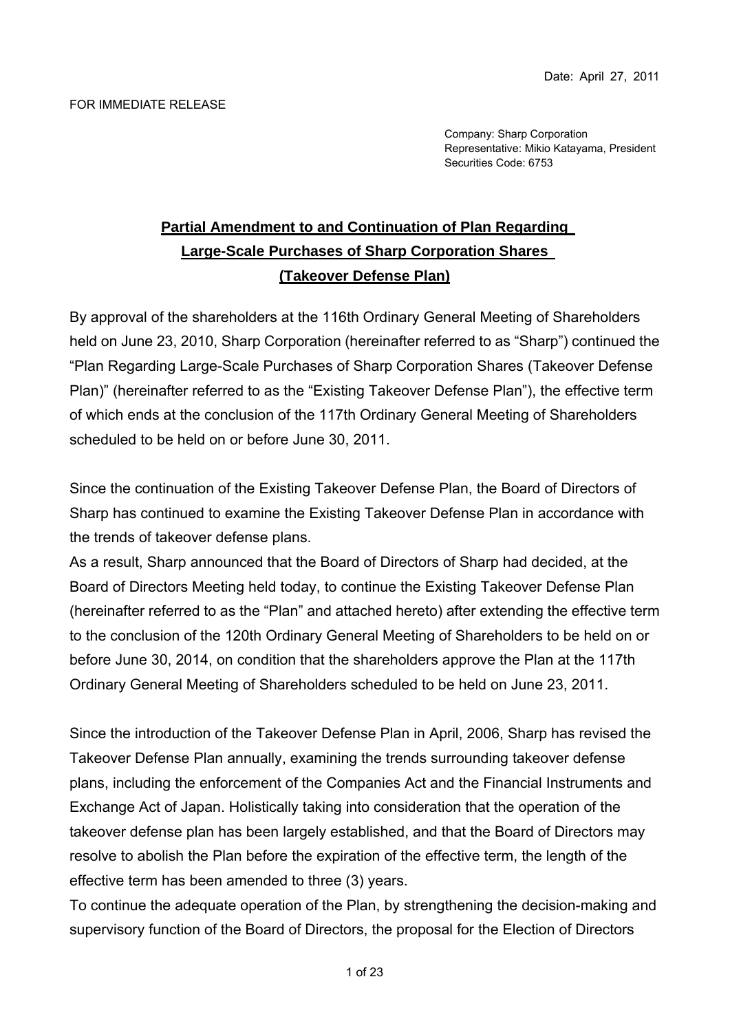Date: April 27, 2011

FOR IMMEDIATE RELEASE

Company: Sharp Corporation
Representative: Mikio Katayama, President
Securities Code: 6753

# Partial Amendment to and Continuation of Plan Regarding Large-Scale Purchases of Sharp Corporation Shares (Takeover Defense Plan)

By approval of the shareholders at the 116th Ordinary General Meeting of Shareholders held on June 23, 2010, Sharp Corporation (hereinafter referred to as "Sharp") continued the "Plan Regarding Large-Scale Purchases of Sharp Corporation Shares (Takeover Defense Plan)" (hereinafter referred to as the "Existing Takeover Defense Plan"), the effective term of which ends at the conclusion of the 117th Ordinary General Meeting of Shareholders scheduled to be held on or before June 30, 2011.

Since the continuation of the Existing Takeover Defense Plan, the Board of Directors of Sharp has continued to examine the Existing Takeover Defense Plan in accordance with the trends of takeover defense plans.
As a result, Sharp announced that the Board of Directors of Sharp had decided, at the Board of Directors Meeting held today, to continue the Existing Takeover Defense Plan (hereinafter referred to as the "Plan" and attached hereto) after extending the effective term to the conclusion of the 120th Ordinary General Meeting of Shareholders to be held on or before June 30, 2014, on condition that the shareholders approve the Plan at the 117th Ordinary General Meeting of Shareholders scheduled to be held on June 23, 2011.

Since the introduction of the Takeover Defense Plan in April, 2006, Sharp has revised the Takeover Defense Plan annually, examining the trends surrounding takeover defense plans, including the enforcement of the Companies Act and the Financial Instruments and Exchange Act of Japan. Holistically taking into consideration that the operation of the takeover defense plan has been largely established, and that the Board of Directors may resolve to abolish the Plan before the expiration of the effective term, the length of the effective term has been amended to three (3) years.
To continue the adequate operation of the Plan, by strengthening the decision-making and supervisory function of the Board of Directors, the proposal for the Election of Directors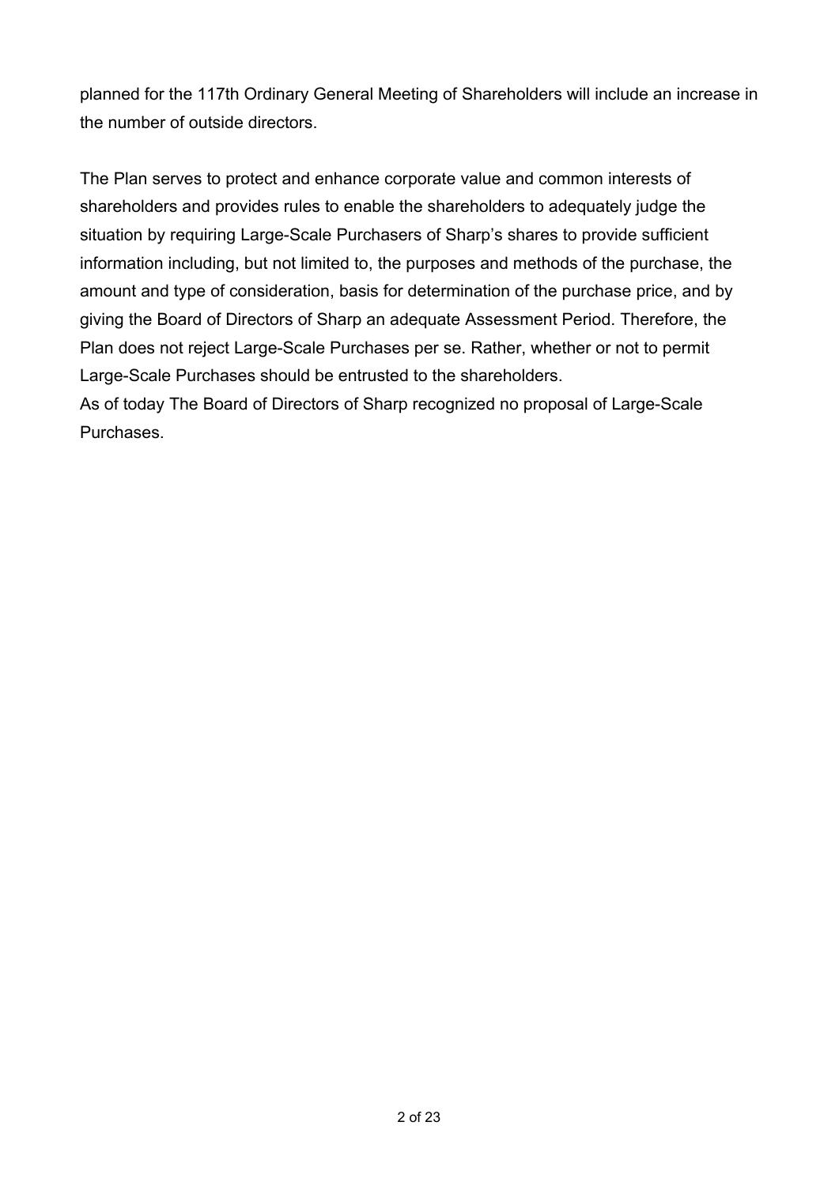planned for the 117th Ordinary General Meeting of Shareholders will include an increase in the number of outside directors.

The Plan serves to protect and enhance corporate value and common interests of shareholders and provides rules to enable the shareholders to adequately judge the situation by requiring Large-Scale Purchasers of Sharp's shares to provide sufficient information including, but not limited to, the purposes and methods of the purchase, the amount and type of consideration, basis for determination of the purchase price, and by giving the Board of Directors of Sharp an adequate Assessment Period. Therefore, the Plan does not reject Large-Scale Purchases per se. Rather, whether or not to permit Large-Scale Purchases should be entrusted to the shareholders.
As of today The Board of Directors of Sharp recognized no proposal of Large-Scale Purchases.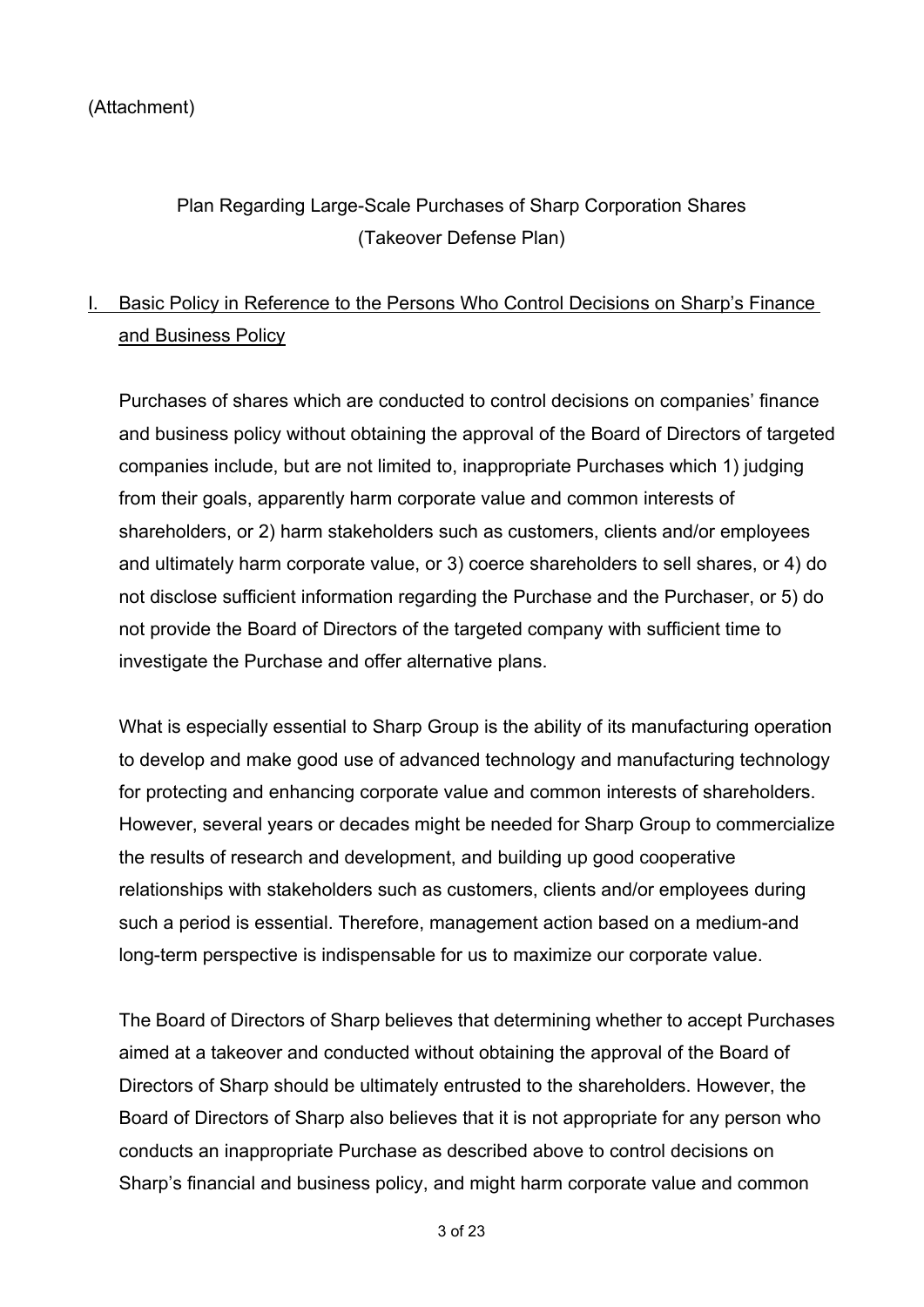(Attachment)

# Plan Regarding Large-Scale Purchases of Sharp Corporation Shares (Takeover Defense Plan)

## I. Basic Policy in Reference to the Persons Who Control Decisions on Sharp's Finance and Business Policy

Purchases of shares which are conducted to control decisions on companies' finance and business policy without obtaining the approval of the Board of Directors of targeted companies include, but are not limited to, inappropriate Purchases which 1) judging from their goals, apparently harm corporate value and common interests of shareholders, or 2) harm stakeholders such as customers, clients and/or employees and ultimately harm corporate value, or 3) coerce shareholders to sell shares, or 4) do not disclose sufficient information regarding the Purchase and the Purchaser, or 5) do not provide the Board of Directors of the targeted company with sufficient time to investigate the Purchase and offer alternative plans.

What is especially essential to Sharp Group is the ability of its manufacturing operation to develop and make good use of advanced technology and manufacturing technology for protecting and enhancing corporate value and common interests of shareholders. However, several years or decades might be needed for Sharp Group to commercialize the results of research and development, and building up good cooperative relationships with stakeholders such as customers, clients and/or employees during such a period is essential. Therefore, management action based on a medium-and long-term perspective is indispensable for us to maximize our corporate value.

The Board of Directors of Sharp believes that determining whether to accept Purchases aimed at a takeover and conducted without obtaining the approval of the Board of Directors of Sharp should be ultimately entrusted to the shareholders. However, the Board of Directors of Sharp also believes that it is not appropriate for any person who conducts an inappropriate Purchase as described above to control decisions on Sharp's financial and business policy, and might harm corporate value and common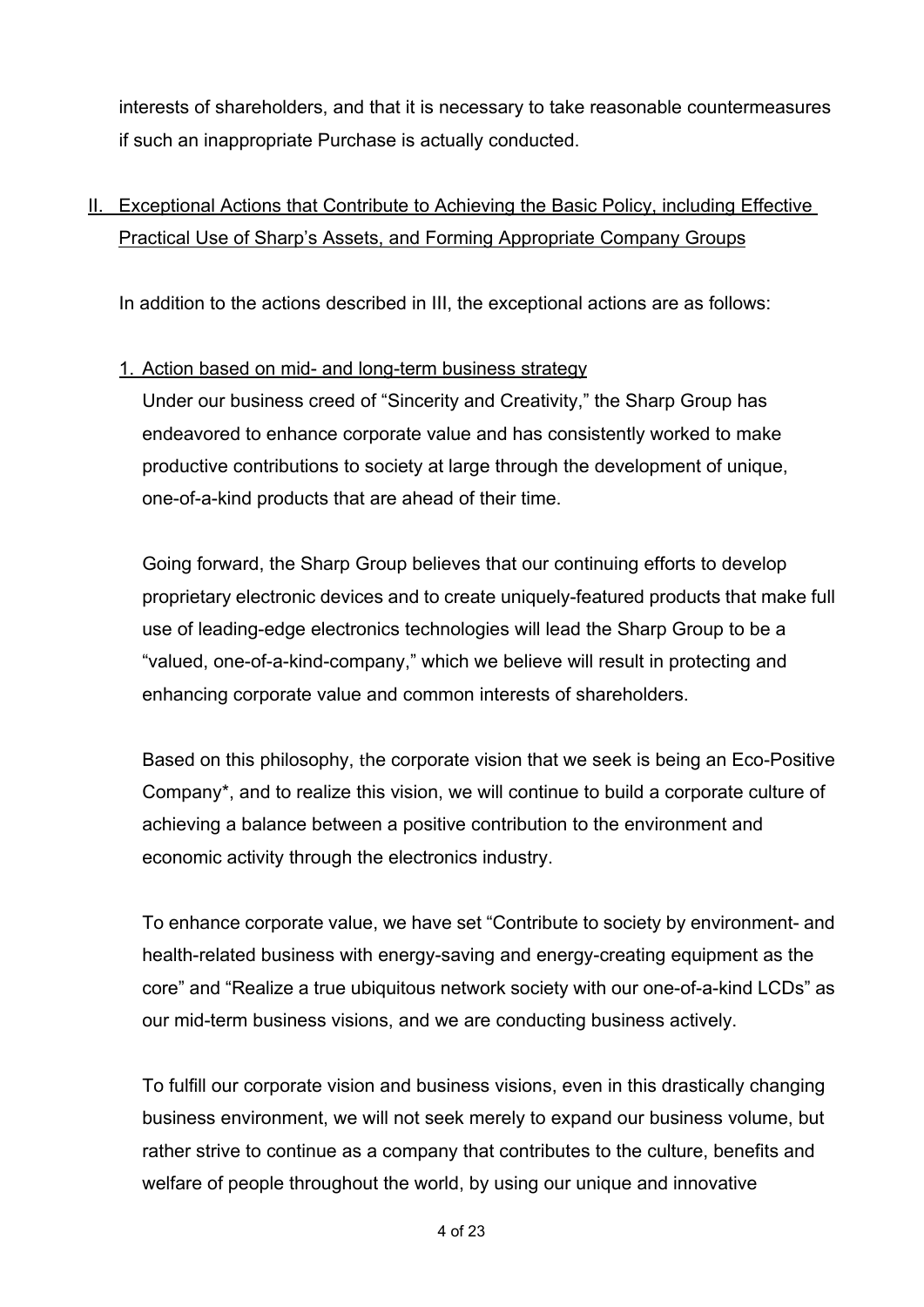interests of shareholders, and that it is necessary to take reasonable countermeasures if such an inappropriate Purchase is actually conducted.

## II. Exceptional Actions that Contribute to Achieving the Basic Policy, including Effective Practical Use of Sharp's Assets, and Forming Appropriate Company Groups

In addition to the actions described in III, the exceptional actions are as follows:

### 1. Action based on mid- and long-term business strategy

Under our business creed of "Sincerity and Creativity," the Sharp Group has endeavored to enhance corporate value and has consistently worked to make productive contributions to society at large through the development of unique, one-of-a-kind products that are ahead of their time.

Going forward, the Sharp Group believes that our continuing efforts to develop proprietary electronic devices and to create uniquely-featured products that make full use of leading-edge electronics technologies will lead the Sharp Group to be a "valued, one-of-a-kind-company," which we believe will result in protecting and enhancing corporate value and common interests of shareholders.

Based on this philosophy, the corporate vision that we seek is being an Eco-Positive Company*, and to realize this vision, we will continue to build a corporate culture of achieving a balance between a positive contribution to the environment and economic activity through the electronics industry.

To enhance corporate value, we have set "Contribute to society by environment- and health-related business with energy-saving and energy-creating equipment as the core" and "Realize a true ubiquitous network society with our one-of-a-kind LCDs" as our mid-term business visions, and we are conducting business actively.

To fulfill our corporate vision and business visions, even in this drastically changing business environment, we will not seek merely to expand our business volume, but rather strive to continue as a company that contributes to the culture, benefits and welfare of people throughout the world, by using our unique and innovative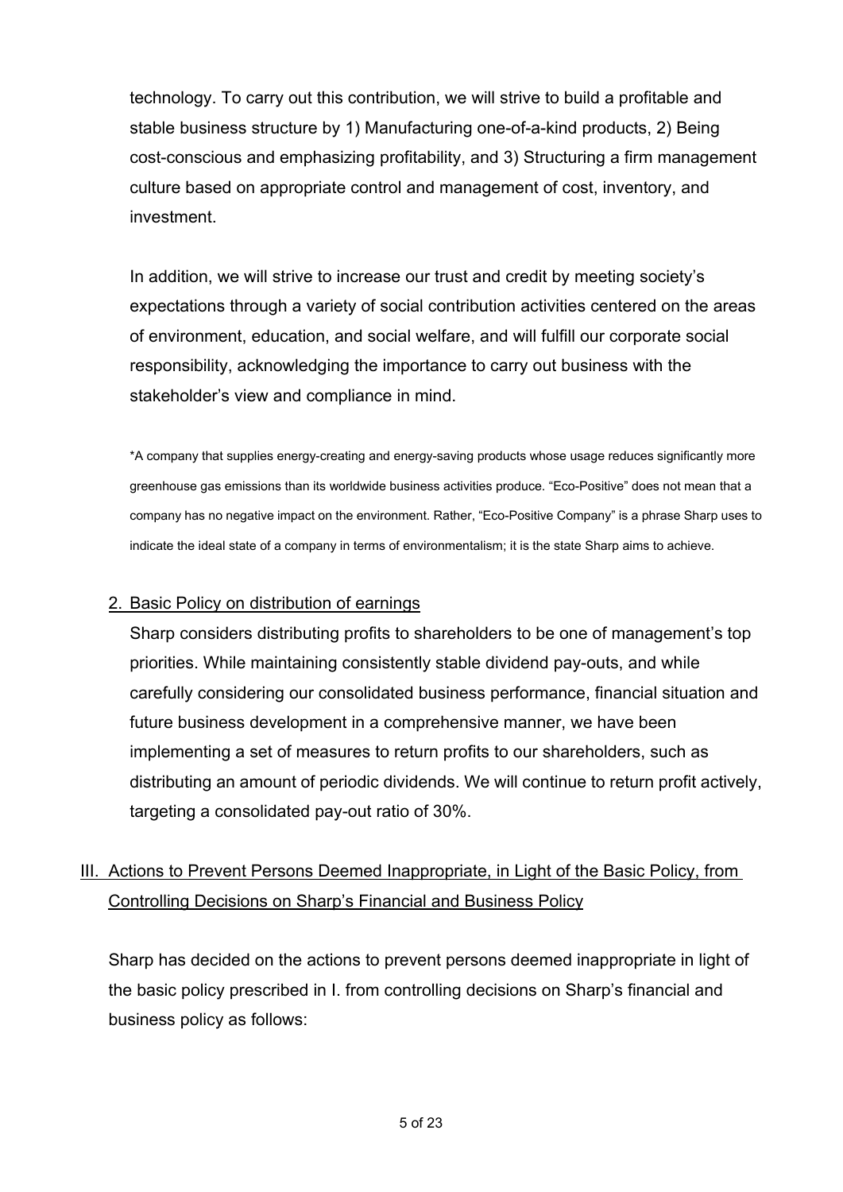technology. To carry out this contribution, we will strive to build a profitable and stable business structure by 1) Manufacturing one-of-a-kind products, 2) Being cost-conscious and emphasizing profitability, and 3) Structuring a firm management culture based on appropriate control and management of cost, inventory, and investment.

In addition, we will strive to increase our trust and credit by meeting society's expectations through a variety of social contribution activities centered on the areas of environment, education, and social welfare, and will fulfill our corporate social responsibility, acknowledging the importance to carry out business with the stakeholder's view and compliance in mind.

*A company that supplies energy-creating and energy-saving products whose usage reduces significantly more greenhouse gas emissions than its worldwide business activities produce. "Eco-Positive" does not mean that a company has no negative impact on the environment. Rather, "Eco-Positive Company" is a phrase Sharp uses to indicate the ideal state of a company in terms of environmentalism; it is the state Sharp aims to achieve.

### 2. Basic Policy on distribution of earnings

Sharp considers distributing profits to shareholders to be one of management's top priorities. While maintaining consistently stable dividend pay-outs, and while carefully considering our consolidated business performance, financial situation and future business development in a comprehensive manner, we have been implementing a set of measures to return profits to our shareholders, such as distributing an amount of periodic dividends. We will continue to return profit actively, targeting a consolidated pay-out ratio of 30%.

## III. Actions to Prevent Persons Deemed Inappropriate, in Light of the Basic Policy, from Controlling Decisions on Sharp's Financial and Business Policy

Sharp has decided on the actions to prevent persons deemed inappropriate in light of the basic policy prescribed in I. from controlling decisions on Sharp's financial and business policy as follows: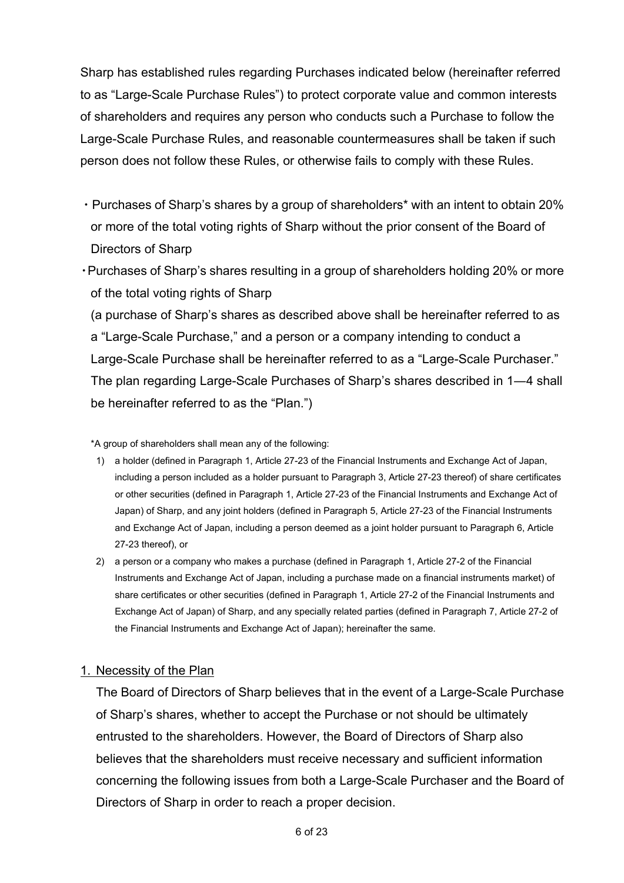Sharp has established rules regarding Purchases indicated below (hereinafter referred to as "Large-Scale Purchase Rules") to protect corporate value and common interests of shareholders and requires any person who conducts such a Purchase to follow the Large-Scale Purchase Rules, and reasonable countermeasures shall be taken if such person does not follow these Rules, or otherwise fails to comply with these Rules.

- Purchases of Sharp's shares by a group of shareholders* with an intent to obtain 20% or more of the total voting rights of Sharp without the prior consent of the Board of Directors of Sharp
- Purchases of Sharp's shares resulting in a group of shareholders holding 20% or more of the total voting rights of Sharp

  (a purchase of Sharp's shares as described above shall be hereinafter referred to as a "Large-Scale Purchase," and a person or a company intending to conduct a Large-Scale Purchase shall be hereinafter referred to as a "Large-Scale Purchaser." The plan regarding Large-Scale Purchases of Sharp's shares described in 1—4 shall be hereinafter referred to as the "Plan.")

*A group of shareholders shall mean any of the following:

1) a holder (defined in Paragraph 1, Article 27-23 of the Financial Instruments and Exchange Act of Japan, including a person included as a holder pursuant to Paragraph 3, Article 27-23 thereof) of share certificates or other securities (defined in Paragraph 1, Article 27-23 of the Financial Instruments and Exchange Act of Japan) of Sharp, and any joint holders (defined in Paragraph 5, Article 27-23 of the Financial Instruments and Exchange Act of Japan, including a person deemed as a joint holder pursuant to Paragraph 6, Article 27-23 thereof), or
2) a person or a company who makes a purchase (defined in Paragraph 1, Article 27-2 of the Financial Instruments and Exchange Act of Japan, including a purchase made on a financial instruments market) of share certificates or other securities (defined in Paragraph 1, Article 27-2 of the Financial Instruments and Exchange Act of Japan) of Sharp, and any specially related parties (defined in Paragraph 7, Article 27-2 of the Financial Instruments and Exchange Act of Japan); hereinafter the same.

## 1. Necessity of the Plan

The Board of Directors of Sharp believes that in the event of a Large-Scale Purchase of Sharp's shares, whether to accept the Purchase or not should be ultimately entrusted to the shareholders. However, the Board of Directors of Sharp also believes that the shareholders must receive necessary and sufficient information concerning the following issues from both a Large-Scale Purchaser and the Board of Directors of Sharp in order to reach a proper decision.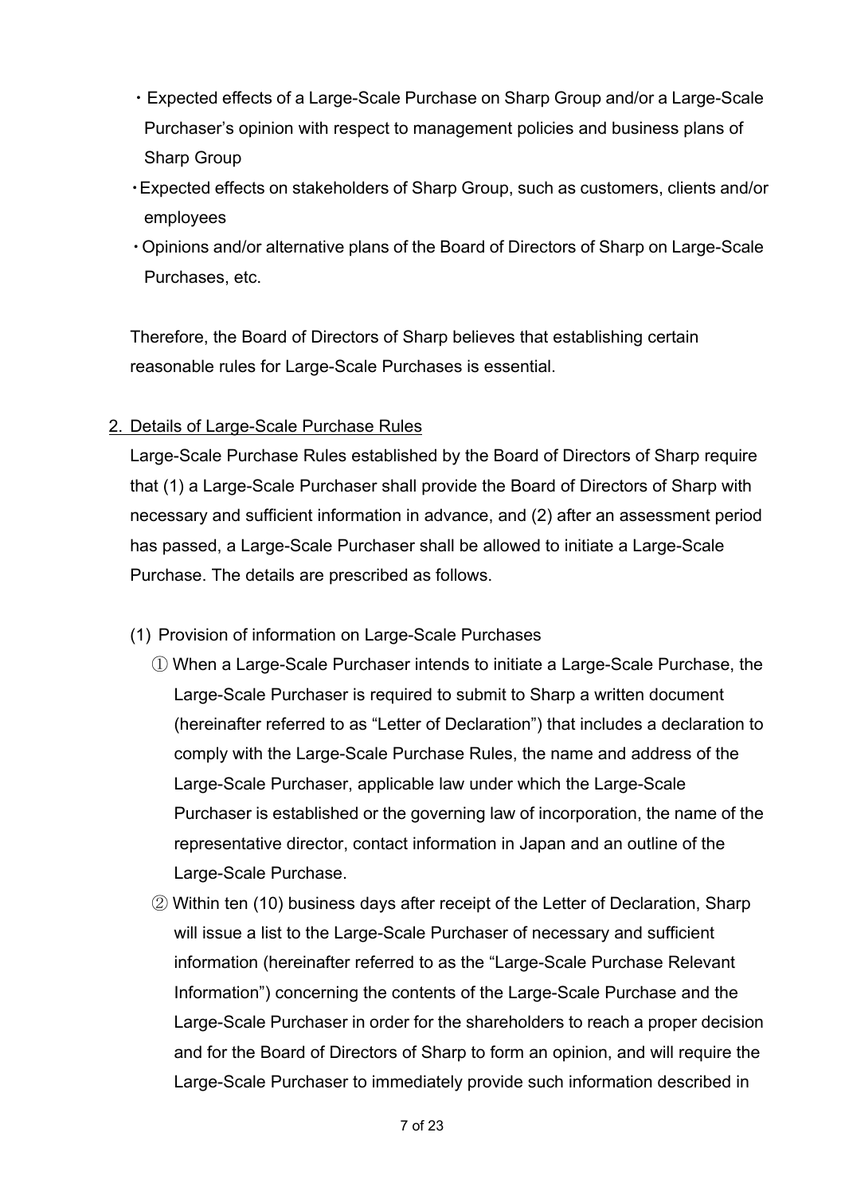- Expected effects of a Large-Scale Purchase on Sharp Group and/or a Large-Scale Purchaser's opinion with respect to management policies and business plans of Sharp Group
- Expected effects on stakeholders of Sharp Group, such as customers, clients and/or employees
- Opinions and/or alternative plans of the Board of Directors of Sharp on Large-Scale Purchases, etc.

Therefore, the Board of Directors of Sharp believes that establishing certain reasonable rules for Large-Scale Purchases is essential.

2. Details of Large-Scale Purchase Rules

Large-Scale Purchase Rules established by the Board of Directors of Sharp require that (1) a Large-Scale Purchaser shall provide the Board of Directors of Sharp with necessary and sufficient information in advance, and (2) after an assessment period has passed, a Large-Scale Purchaser shall be allowed to initiate a Large-Scale Purchase. The details are prescribed as follows.

(1) Provision of information on Large-Scale Purchases

① When a Large-Scale Purchaser intends to initiate a Large-Scale Purchase, the Large-Scale Purchaser is required to submit to Sharp a written document (hereinafter referred to as "Letter of Declaration") that includes a declaration to comply with the Large-Scale Purchase Rules, the name and address of the Large-Scale Purchaser, applicable law under which the Large-Scale Purchaser is established or the governing law of incorporation, the name of the representative director, contact information in Japan and an outline of the Large-Scale Purchase.

② Within ten (10) business days after receipt of the Letter of Declaration, Sharp will issue a list to the Large-Scale Purchaser of necessary and sufficient information (hereinafter referred to as the "Large-Scale Purchase Relevant Information") concerning the contents of the Large-Scale Purchase and the Large-Scale Purchaser in order for the shareholders to reach a proper decision and for the Board of Directors of Sharp to form an opinion, and will require the Large-Scale Purchaser to immediately provide such information described in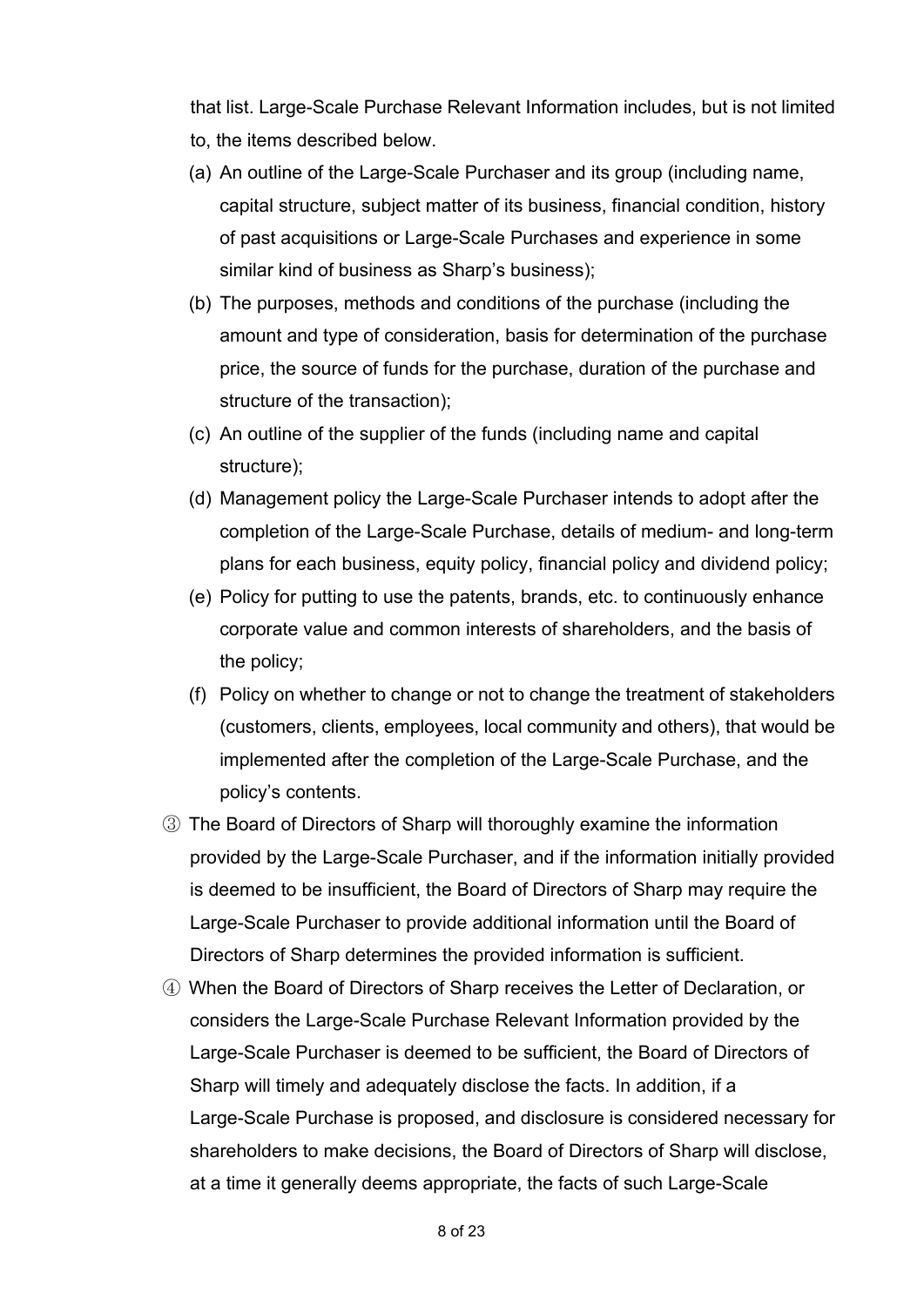that list. Large-Scale Purchase Relevant Information includes, but is not limited to, the items described below.

(a) An outline of the Large-Scale Purchaser and its group (including name, capital structure, subject matter of its business, financial condition, history of past acquisitions or Large-Scale Purchases and experience in some similar kind of business as Sharp's business);

(b) The purposes, methods and conditions of the purchase (including the amount and type of consideration, basis for determination of the purchase price, the source of funds for the purchase, duration of the purchase and structure of the transaction);

(c) An outline of the supplier of the funds (including name and capital structure);

(d) Management policy the Large-Scale Purchaser intends to adopt after the completion of the Large-Scale Purchase, details of medium- and long-term plans for each business, equity policy, financial policy and dividend policy;

(e) Policy for putting to use the patents, brands, etc. to continuously enhance corporate value and common interests of shareholders, and the basis of the policy;

(f) Policy on whether to change or not to change the treatment of stakeholders (customers, clients, employees, local community and others), that would be implemented after the completion of the Large-Scale Purchase, and the policy's contents.

③ The Board of Directors of Sharp will thoroughly examine the information provided by the Large-Scale Purchaser, and if the information initially provided is deemed to be insufficient, the Board of Directors of Sharp may require the Large-Scale Purchaser to provide additional information until the Board of Directors of Sharp determines the provided information is sufficient.

④ When the Board of Directors of Sharp receives the Letter of Declaration, or considers the Large-Scale Purchase Relevant Information provided by the Large-Scale Purchaser is deemed to be sufficient, the Board of Directors of Sharp will timely and adequately disclose the facts. In addition, if a Large-Scale Purchase is proposed, and disclosure is considered necessary for shareholders to make decisions, the Board of Directors of Sharp will disclose, at a time it generally deems appropriate, the facts of such Large-Scale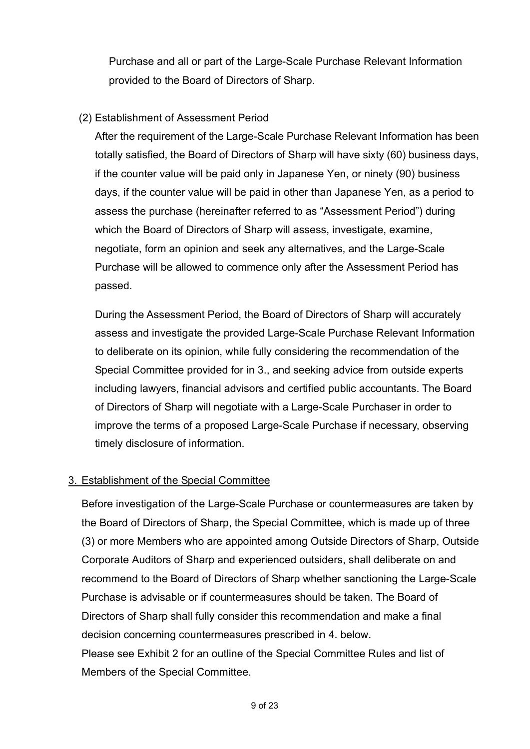Purchase and all or part of the Large-Scale Purchase Relevant Information provided to the Board of Directors of Sharp.

(2) Establishment of Assessment Period

After the requirement of the Large-Scale Purchase Relevant Information has been totally satisfied, the Board of Directors of Sharp will have sixty (60) business days, if the counter value will be paid only in Japanese Yen, or ninety (90) business days, if the counter value will be paid in other than Japanese Yen, as a period to assess the purchase (hereinafter referred to as "Assessment Period") during which the Board of Directors of Sharp will assess, investigate, examine, negotiate, form an opinion and seek any alternatives, and the Large-Scale Purchase will be allowed to commence only after the Assessment Period has passed.

During the Assessment Period, the Board of Directors of Sharp will accurately assess and investigate the provided Large-Scale Purchase Relevant Information to deliberate on its opinion, while fully considering the recommendation of the Special Committee provided for in 3., and seeking advice from outside experts including lawyers, financial advisors and certified public accountants. The Board of Directors of Sharp will negotiate with a Large-Scale Purchaser in order to improve the terms of a proposed Large-Scale Purchase if necessary, observing timely disclosure of information.

## 3. Establishment of the Special Committee

Before investigation of the Large-Scale Purchase or countermeasures are taken by the Board of Directors of Sharp, the Special Committee, which is made up of three (3) or more Members who are appointed among Outside Directors of Sharp, Outside Corporate Auditors of Sharp and experienced outsiders, shall deliberate on and recommend to the Board of Directors of Sharp whether sanctioning the Large-Scale Purchase is advisable or if countermeasures should be taken. The Board of Directors of Sharp shall fully consider this recommendation and make a final decision concerning countermeasures prescribed in 4. below.

Please see Exhibit 2 for an outline of the Special Committee Rules and list of Members of the Special Committee.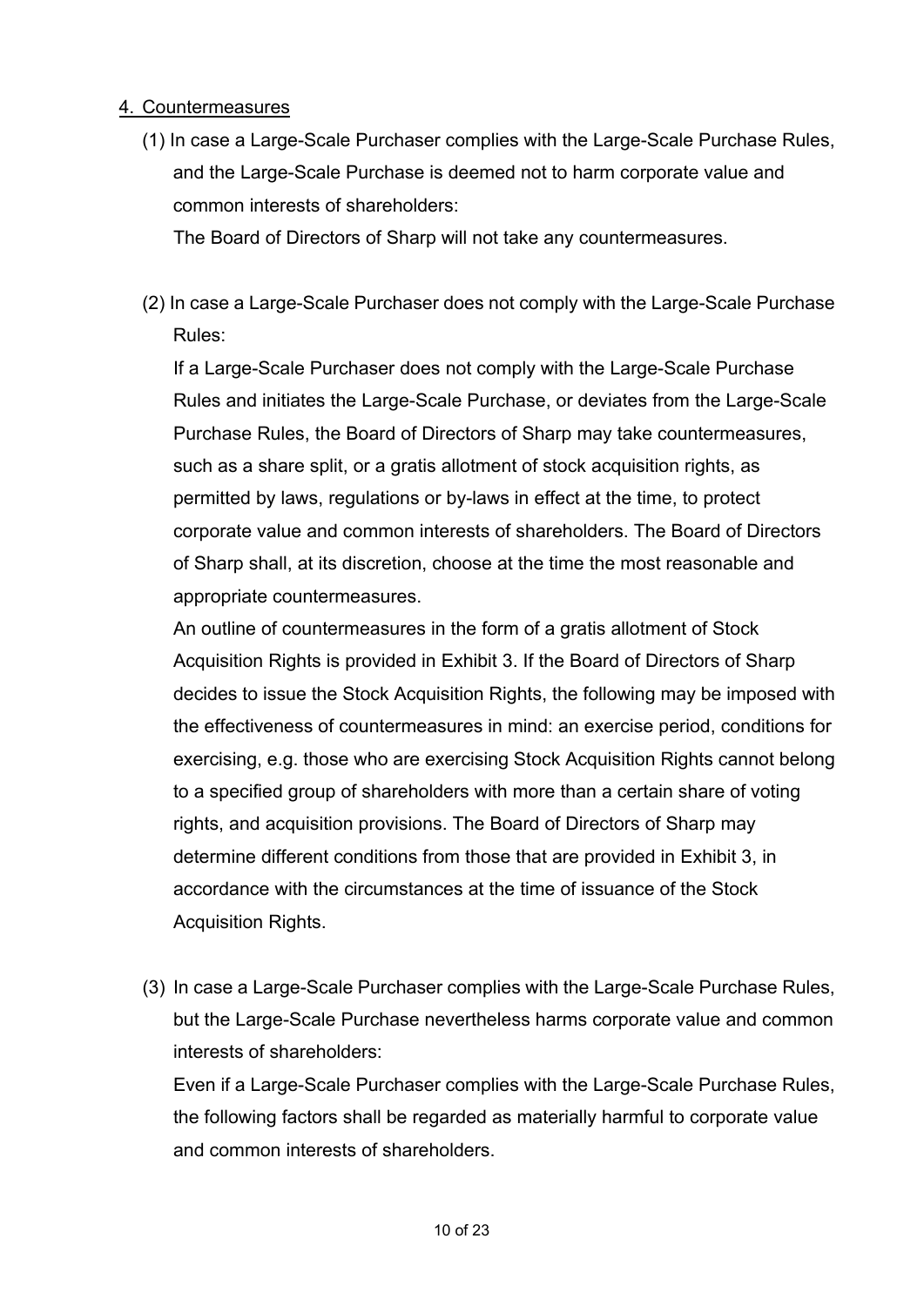## 4. Countermeasures

(1) In case a Large-Scale Purchaser complies with the Large-Scale Purchase Rules, and the Large-Scale Purchase is deemed not to harm corporate value and common interests of shareholders:

The Board of Directors of Sharp will not take any countermeasures.

(2) In case a Large-Scale Purchaser does not comply with the Large-Scale Purchase Rules:

If a Large-Scale Purchaser does not comply with the Large-Scale Purchase Rules and initiates the Large-Scale Purchase, or deviates from the Large-Scale Purchase Rules, the Board of Directors of Sharp may take countermeasures, such as a share split, or a gratis allotment of stock acquisition rights, as permitted by laws, regulations or by-laws in effect at the time, to protect corporate value and common interests of shareholders. The Board of Directors of Sharp shall, at its discretion, choose at the time the most reasonable and appropriate countermeasures.

An outline of countermeasures in the form of a gratis allotment of Stock Acquisition Rights is provided in Exhibit 3. If the Board of Directors of Sharp decides to issue the Stock Acquisition Rights, the following may be imposed with the effectiveness of countermeasures in mind: an exercise period, conditions for exercising, e.g. those who are exercising Stock Acquisition Rights cannot belong to a specified group of shareholders with more than a certain share of voting rights, and acquisition provisions. The Board of Directors of Sharp may determine different conditions from those that are provided in Exhibit 3, in accordance with the circumstances at the time of issuance of the Stock Acquisition Rights.

(3) In case a Large-Scale Purchaser complies with the Large-Scale Purchase Rules, but the Large-Scale Purchase nevertheless harms corporate value and common interests of shareholders:

Even if a Large-Scale Purchaser complies with the Large-Scale Purchase Rules, the following factors shall be regarded as materially harmful to corporate value and common interests of shareholders.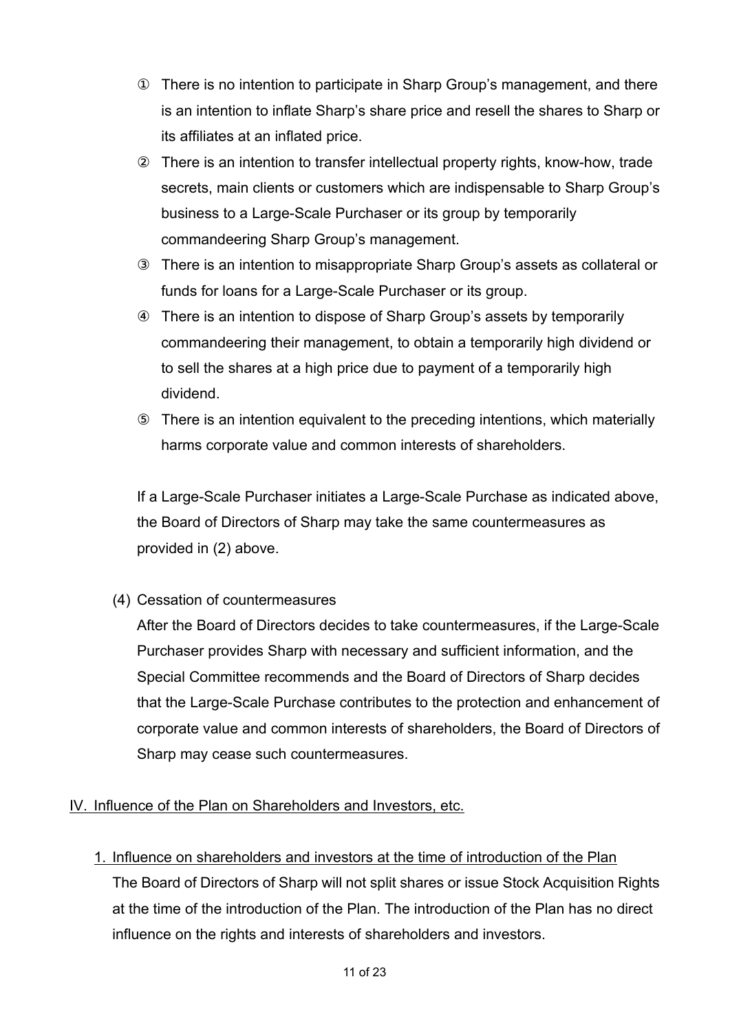① There is no intention to participate in Sharp Group's management, and there is an intention to inflate Sharp's share price and resell the shares to Sharp or its affiliates at an inflated price.

② There is an intention to transfer intellectual property rights, know-how, trade secrets, main clients or customers which are indispensable to Sharp Group's business to a Large-Scale Purchaser or its group by temporarily commandeering Sharp Group's management.

③ There is an intention to misappropriate Sharp Group's assets as collateral or funds for loans for a Large-Scale Purchaser or its group.

④ There is an intention to dispose of Sharp Group's assets by temporarily commandeering their management, to obtain a temporarily high dividend or to sell the shares at a high price due to payment of a temporarily high dividend.

⑤ There is an intention equivalent to the preceding intentions, which materially harms corporate value and common interests of shareholders.

If a Large-Scale Purchaser initiates a Large-Scale Purchase as indicated above, the Board of Directors of Sharp may take the same countermeasures as provided in (2) above.

(4) Cessation of countermeasures

After the Board of Directors decides to take countermeasures, if the Large-Scale Purchaser provides Sharp with necessary and sufficient information, and the Special Committee recommends and the Board of Directors of Sharp decides that the Large-Scale Purchase contributes to the protection and enhancement of corporate value and common interests of shareholders, the Board of Directors of Sharp may cease such countermeasures.

## IV. Influence of the Plan on Shareholders and Investors, etc.

### 1. Influence on shareholders and investors at the time of introduction of the Plan

The Board of Directors of Sharp will not split shares or issue Stock Acquisition Rights at the time of the introduction of the Plan. The introduction of the Plan has no direct influence on the rights and interests of shareholders and investors.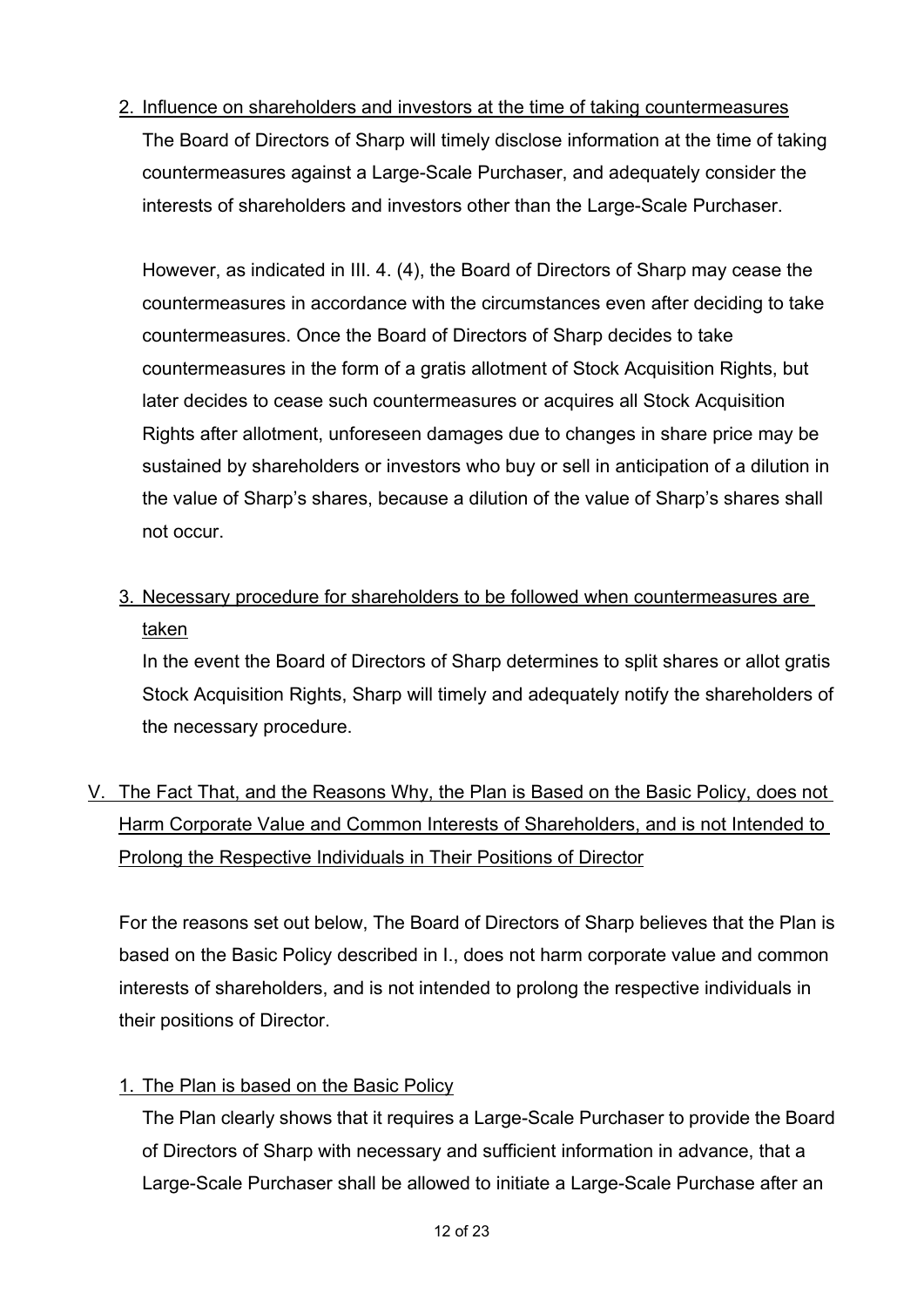2. Influence on shareholders and investors at the time of taking countermeasures

The Board of Directors of Sharp will timely disclose information at the time of taking countermeasures against a Large-Scale Purchaser, and adequately consider the interests of shareholders and investors other than the Large-Scale Purchaser.

However, as indicated in III. 4. (4), the Board of Directors of Sharp may cease the countermeasures in accordance with the circumstances even after deciding to take countermeasures. Once the Board of Directors of Sharp decides to take countermeasures in the form of a gratis allotment of Stock Acquisition Rights, but later decides to cease such countermeasures or acquires all Stock Acquisition Rights after allotment, unforeseen damages due to changes in share price may be sustained by shareholders or investors who buy or sell in anticipation of a dilution in the value of Sharp's shares, because a dilution of the value of Sharp's shares shall not occur.

3. Necessary procedure for shareholders to be followed when countermeasures are taken

In the event the Board of Directors of Sharp determines to split shares or allot gratis Stock Acquisition Rights, Sharp will timely and adequately notify the shareholders of the necessary procedure.

## V. The Fact That, and the Reasons Why, the Plan is Based on the Basic Policy, does not Harm Corporate Value and Common Interests of Shareholders, and is not Intended to Prolong the Respective Individuals in Their Positions of Director

For the reasons set out below, The Board of Directors of Sharp believes that the Plan is based on the Basic Policy described in I., does not harm corporate value and common interests of shareholders, and is not intended to prolong the respective individuals in their positions of Director.

1. The Plan is based on the Basic Policy

The Plan clearly shows that it requires a Large-Scale Purchaser to provide the Board of Directors of Sharp with necessary and sufficient information in advance, that a Large-Scale Purchaser shall be allowed to initiate a Large-Scale Purchase after an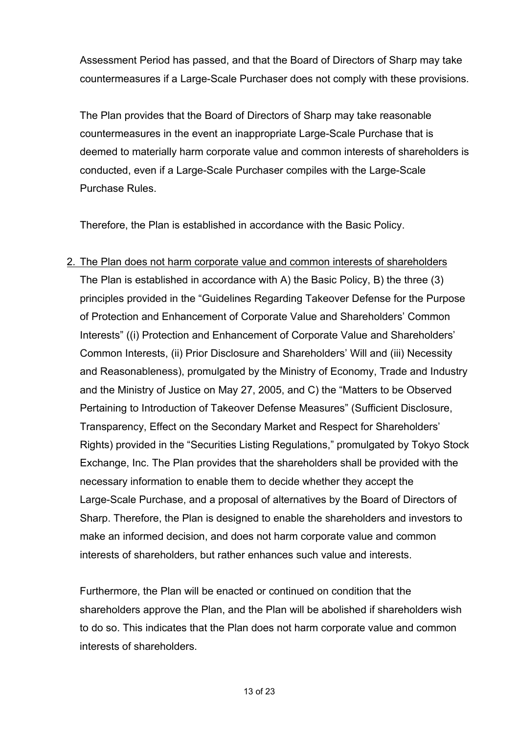Assessment Period has passed, and that the Board of Directors of Sharp may take countermeasures if a Large-Scale Purchaser does not comply with these provisions.

The Plan provides that the Board of Directors of Sharp may take reasonable countermeasures in the event an inappropriate Large-Scale Purchase that is deemed to materially harm corporate value and common interests of shareholders is conducted, even if a Large-Scale Purchaser compiles with the Large-Scale Purchase Rules.

Therefore, the Plan is established in accordance with the Basic Policy.

2. <u>The Plan does not harm corporate value and common interests of shareholders</u>
   The Plan is established in accordance with A) the Basic Policy, B) the three (3) principles provided in the "Guidelines Regarding Takeover Defense for the Purpose of Protection and Enhancement of Corporate Value and Shareholders' Common Interests" ((i) Protection and Enhancement of Corporate Value and Shareholders' Common Interests, (ii) Prior Disclosure and Shareholders' Will and (iii) Necessity and Reasonableness), promulgated by the Ministry of Economy, Trade and Industry and the Ministry of Justice on May 27, 2005, and C) the "Matters to be Observed Pertaining to Introduction of Takeover Defense Measures" (Sufficient Disclosure, Transparency, Effect on the Secondary Market and Respect for Shareholders' Rights) provided in the "Securities Listing Regulations," promulgated by Tokyo Stock Exchange, Inc. The Plan provides that the shareholders shall be provided with the necessary information to enable them to decide whether they accept the Large-Scale Purchase, and a proposal of alternatives by the Board of Directors of Sharp. Therefore, the Plan is designed to enable the shareholders and investors to make an informed decision, and does not harm corporate value and common interests of shareholders, but rather enhances such value and interests.

   Furthermore, the Plan will be enacted or continued on condition that the shareholders approve the Plan, and the Plan will be abolished if shareholders wish to do so. This indicates that the Plan does not harm corporate value and common interests of shareholders.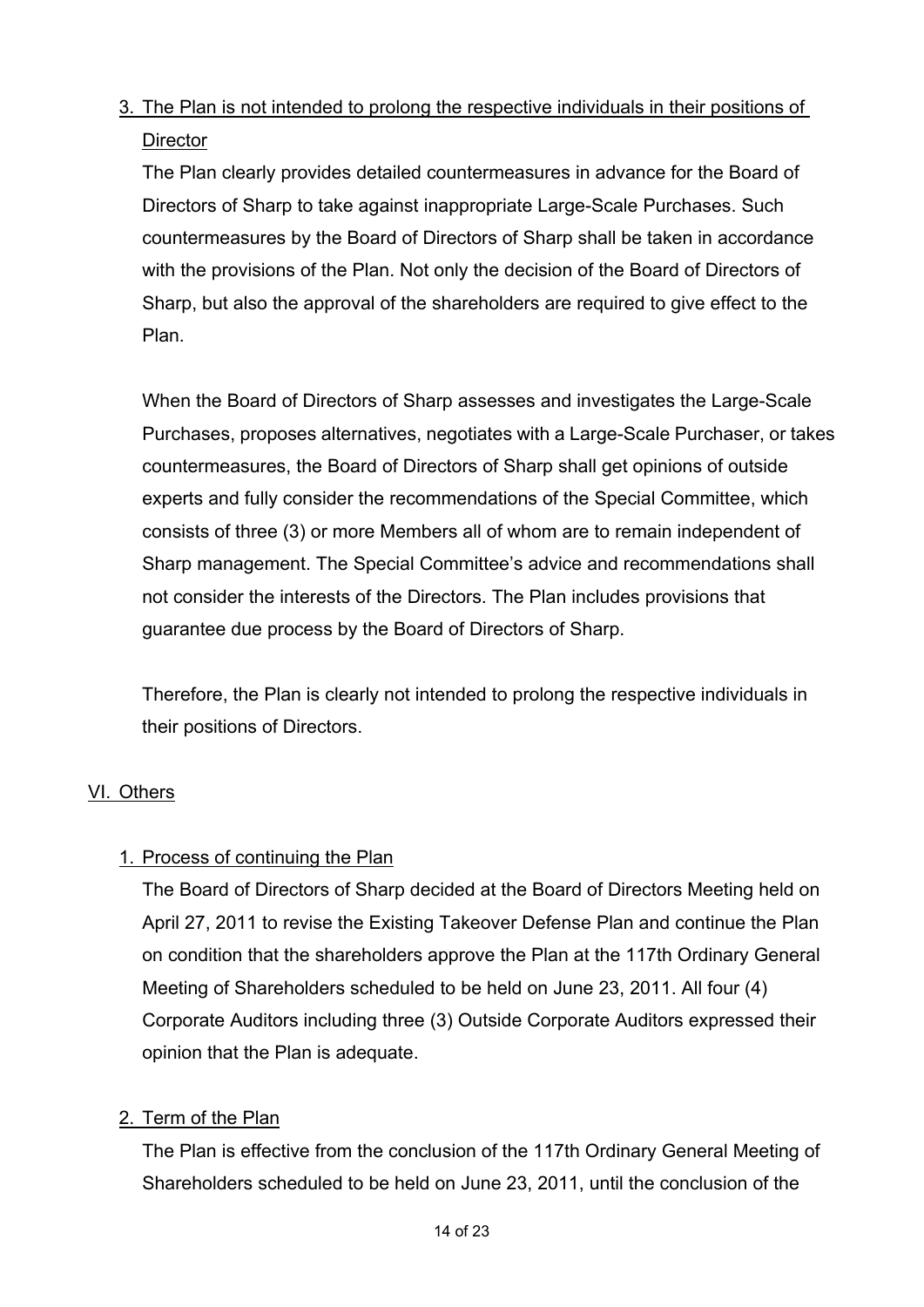### 3. The Plan is not intended to prolong the respective individuals in their positions of Director

The Plan clearly provides detailed countermeasures in advance for the Board of Directors of Sharp to take against inappropriate Large-Scale Purchases. Such countermeasures by the Board of Directors of Sharp shall be taken in accordance with the provisions of the Plan. Not only the decision of the Board of Directors of Sharp, but also the approval of the shareholders are required to give effect to the Plan.

When the Board of Directors of Sharp assesses and investigates the Large-Scale Purchases, proposes alternatives, negotiates with a Large-Scale Purchaser, or takes countermeasures, the Board of Directors of Sharp shall get opinions of outside experts and fully consider the recommendations of the Special Committee, which consists of three (3) or more Members all of whom are to remain independent of Sharp management. The Special Committee's advice and recommendations shall not consider the interests of the Directors. The Plan includes provisions that guarantee due process by the Board of Directors of Sharp.

Therefore, the Plan is clearly not intended to prolong the respective individuals in their positions of Directors.

## VI. Others

### 1. Process of continuing the Plan

The Board of Directors of Sharp decided at the Board of Directors Meeting held on April 27, 2011 to revise the Existing Takeover Defense Plan and continue the Plan on condition that the shareholders approve the Plan at the 117th Ordinary General Meeting of Shareholders scheduled to be held on June 23, 2011. All four (4) Corporate Auditors including three (3) Outside Corporate Auditors expressed their opinion that the Plan is adequate.

### 2. Term of the Plan

The Plan is effective from the conclusion of the 117th Ordinary General Meeting of Shareholders scheduled to be held on June 23, 2011, until the conclusion of the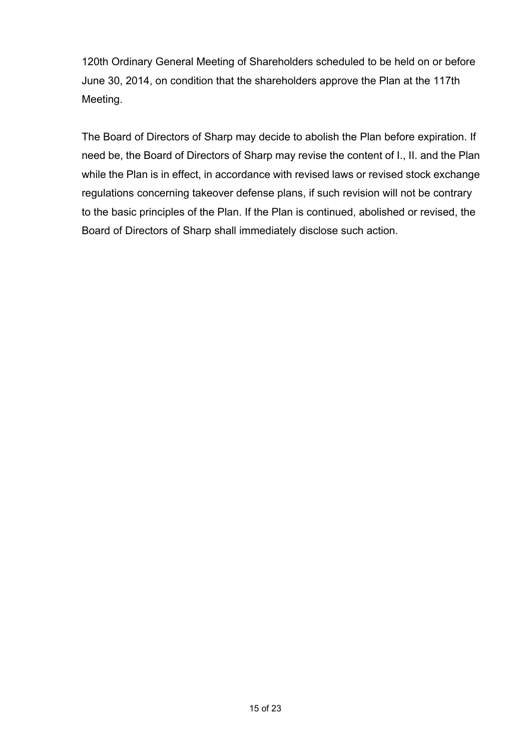120th Ordinary General Meeting of Shareholders scheduled to be held on or before June 30, 2014, on condition that the shareholders approve the Plan at the 117th Meeting.

The Board of Directors of Sharp may decide to abolish the Plan before expiration. If need be, the Board of Directors of Sharp may revise the content of I., II. and the Plan while the Plan is in effect, in accordance with revised laws or revised stock exchange regulations concerning takeover defense plans, if such revision will not be contrary to the basic principles of the Plan. If the Plan is continued, abolished or revised, the Board of Directors of Sharp shall immediately disclose such action.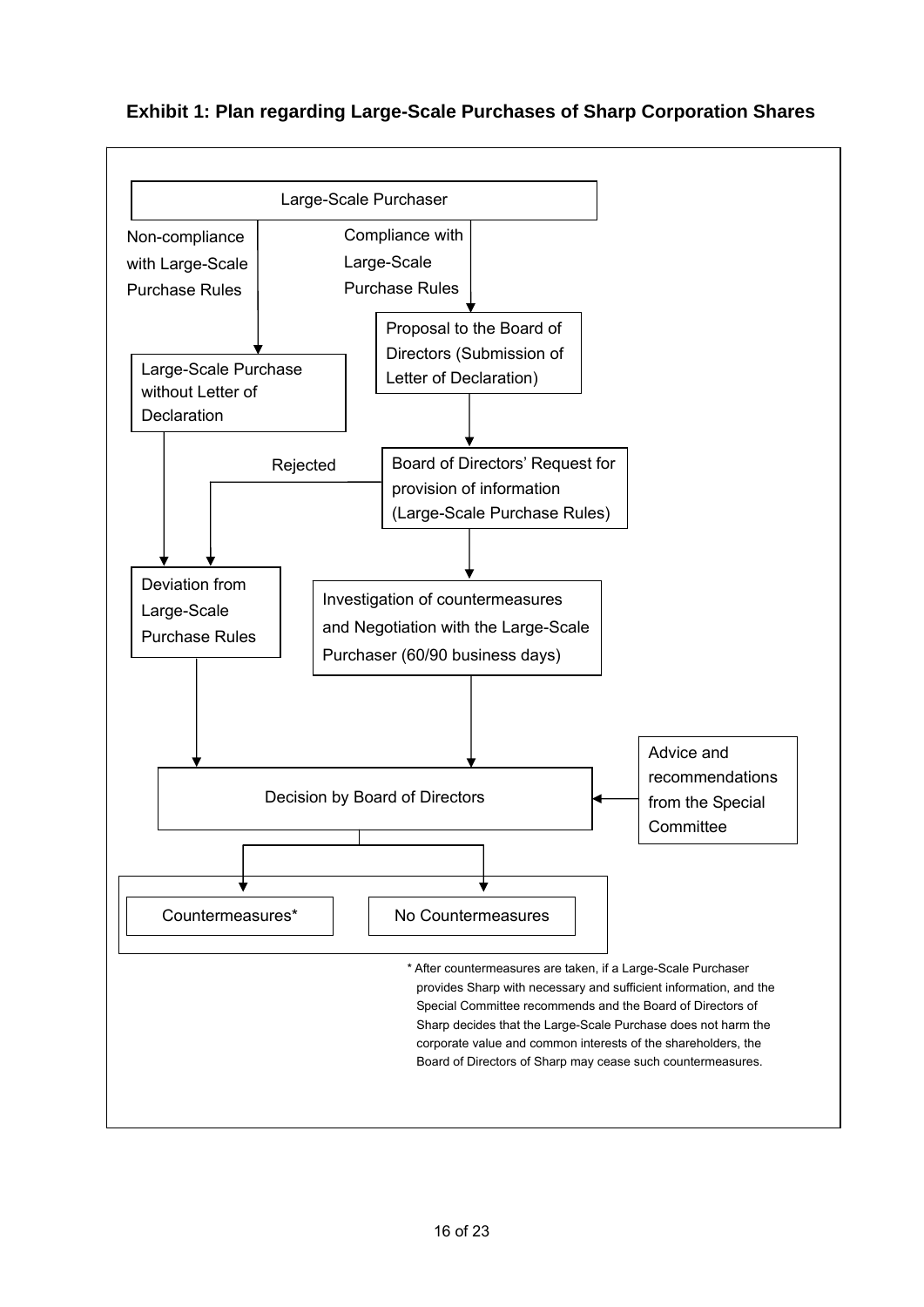**Exhibit 1: Plan regarding Large-Scale Purchases of Sharp Corporation Shares**

Large-Scale Purchaser

Non-compliance with Large-Scale Purchase Rules

Compliance with Large-Scale Purchase Rules

Proposal to the Board of Directors (Submission of Letter of Declaration)

Large-Scale Purchase without Letter of Declaration

Rejected

Board of Directors' Request for provision of information (Large-Scale Purchase Rules)

Deviation from Large-Scale Purchase Rules

Investigation of countermeasures and Negotiation with the Large-Scale Purchaser (60/90 business days)

Advice and recommendations from the Special Committee

Decision by Board of Directors

Countermeasures*

No Countermeasures

* After countermeasures are taken, if a Large-Scale Purchaser provides Sharp with necessary and sufficient information, and the Special Committee recommends and the Board of Directors of Sharp decides that the Large-Scale Purchase does not harm the corporate value and common interests of the shareholders, the Board of Directors of Sharp may cease such countermeasures.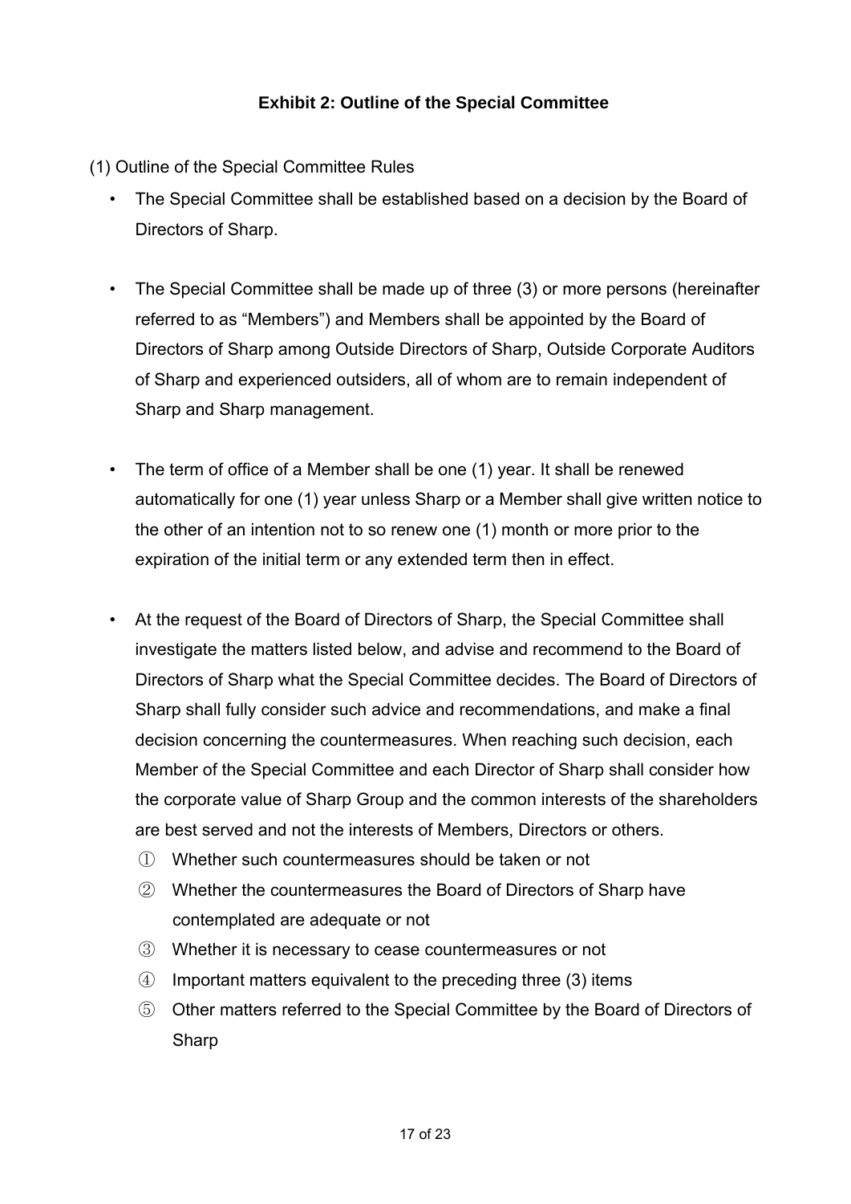## Exhibit 2: Outline of the Special Committee

(1) Outline of the Special Committee Rules

- The Special Committee shall be established based on a decision by the Board of Directors of Sharp.
- The Special Committee shall be made up of three (3) or more persons (hereinafter referred to as "Members") and Members shall be appointed by the Board of Directors of Sharp among Outside Directors of Sharp, Outside Corporate Auditors of Sharp and experienced outsiders, all of whom are to remain independent of Sharp and Sharp management.
- The term of office of a Member shall be one (1) year. It shall be renewed automatically for one (1) year unless Sharp or a Member shall give written notice to the other of an intention not to so renew one (1) month or more prior to the expiration of the initial term or any extended term then in effect.
- At the request of the Board of Directors of Sharp, the Special Committee shall investigate the matters listed below, and advise and recommend to the Board of Directors of Sharp what the Special Committee decides. The Board of Directors of Sharp shall fully consider such advice and recommendations, and make a final decision concerning the countermeasures. When reaching such decision, each Member of the Special Committee and each Director of Sharp shall consider how the corporate value of Sharp Group and the common interests of the shareholders are best served and not the interests of Members, Directors or others.
  - ① Whether such countermeasures should be taken or not
  - ② Whether the countermeasures the Board of Directors of Sharp have contemplated are adequate or not
  - ③ Whether it is necessary to cease countermeasures or not
  - ④ Important matters equivalent to the preceding three (3) items
  - ⑤ Other matters referred to the Special Committee by the Board of Directors of Sharp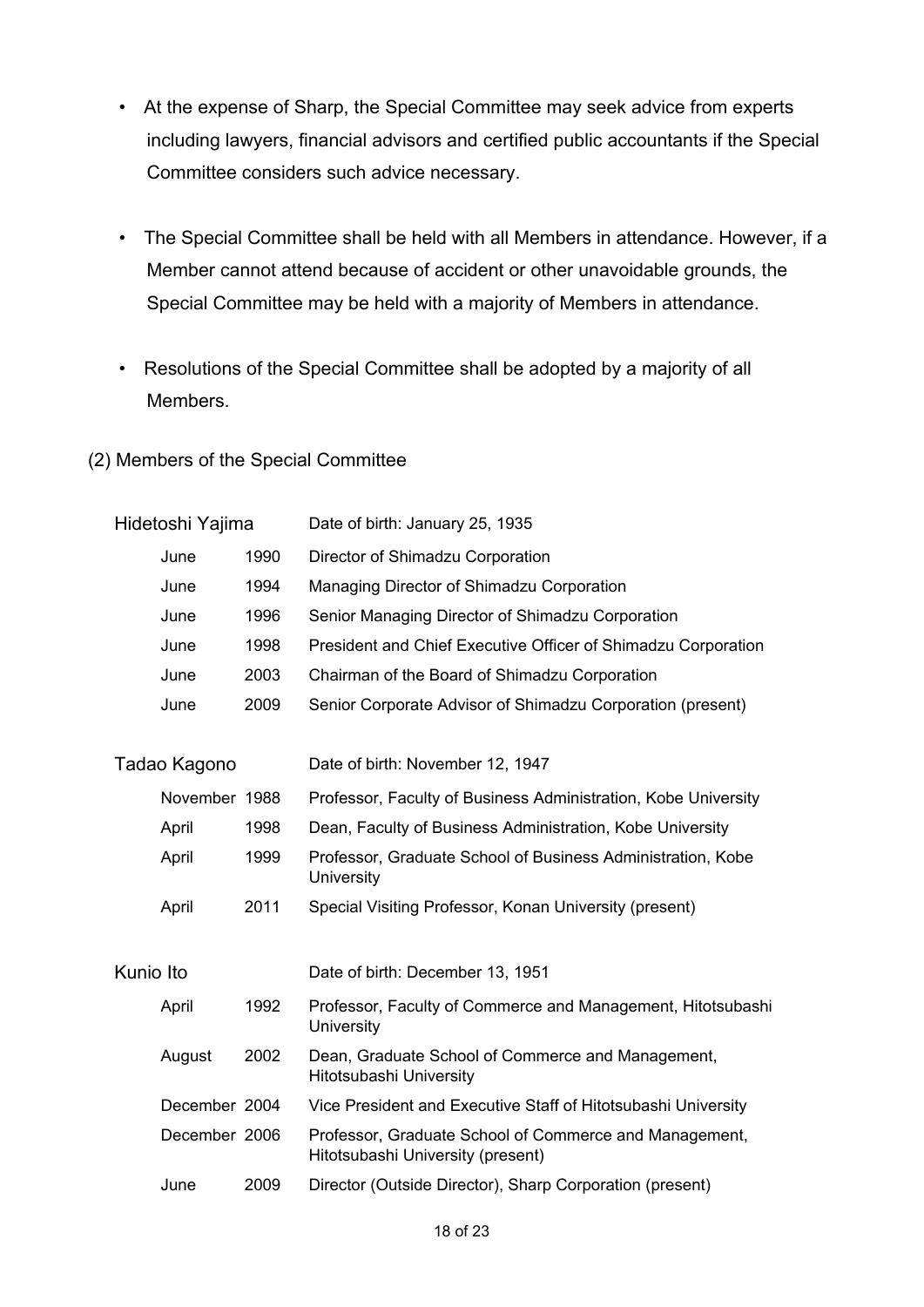- At the expense of Sharp, the Special Committee may seek advice from experts including lawyers, financial advisors and certified public accountants if the Special Committee considers such advice necessary.

- The Special Committee shall be held with all Members in attendance. However, if a Member cannot attend because of accident or other unavoidable grounds, the Special Committee may be held with a majority of Members in attendance.

- Resolutions of the Special Committee shall be adopted by a majority of all Members.

(2) Members of the Special Committee

| Hidetoshi Yajima | | Date of birth: January 25, 1935 |
|---|---|---|
| June | 1990 | Director of Shimadzu Corporation |
| June | 1994 | Managing Director of Shimadzu Corporation |
| June | 1996 | Senior Managing Director of Shimadzu Corporation |
| June | 1998 | President and Chief Executive Officer of Shimadzu Corporation |
| June | 2003 | Chairman of the Board of Shimadzu Corporation |
| June | 2009 | Senior Corporate Advisor of Shimadzu Corporation (present) |

| Tadao Kagono | | Date of birth: November 12, 1947 |
|---|---|---|
| November | 1988 | Professor, Faculty of Business Administration, Kobe University |
| April | 1998 | Dean, Faculty of Business Administration, Kobe University |
| April | 1999 | Professor, Graduate School of Business Administration, Kobe University |
| April | 2011 | Special Visiting Professor, Konan University (present) |

| Kunio Ito | | Date of birth: December 13, 1951 |
|---|---|---|
| April | 1992 | Professor, Faculty of Commerce and Management, Hitotsubashi University |
| August | 2002 | Dean, Graduate School of Commerce and Management, Hitotsubashi University |
| December | 2004 | Vice President and Executive Staff of Hitotsubashi University |
| December | 2006 | Professor, Graduate School of Commerce and Management, Hitotsubashi University (present) |
| June | 2009 | Director (Outside Director), Sharp Corporation (present) |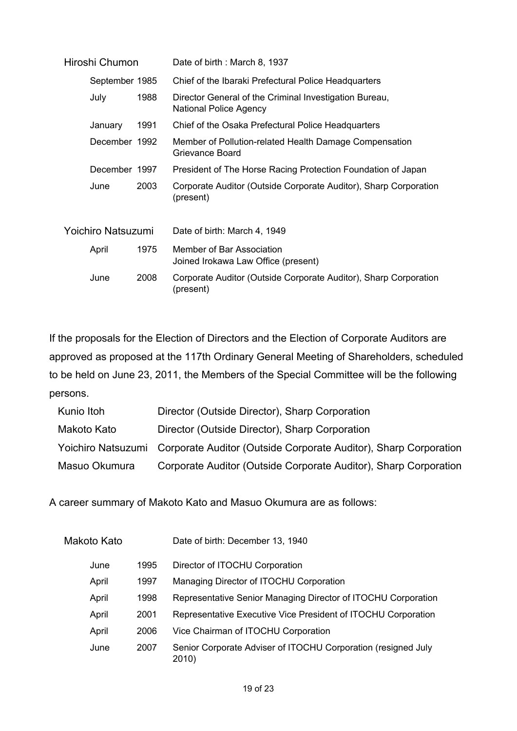| Hiroshi Chumon | | Date of birth : March 8, 1937 |
|---|---|---|
| September | 1985 | Chief of the Ibaraki Prefectural Police Headquarters |
| July | 1988 | Director General of the Criminal Investigation Bureau, National Police Agency |
| January | 1991 | Chief of the Osaka Prefectural Police Headquarters |
| December | 1992 | Member of Pollution-related Health Damage Compensation Grievance Board |
| December | 1997 | President of The Horse Racing Protection Foundation of Japan |
| June | 2003 | Corporate Auditor (Outside Corporate Auditor), Sharp Corporation (present) |

| Yoichiro Natsuzumi | | Date of birth: March 4, 1949 |
|---|---|---|
| April | 1975 | Member of Bar Association<br>Joined Irokawa Law Office (present) |
| June | 2008 | Corporate Auditor (Outside Corporate Auditor), Sharp Corporation (present) |

If the proposals for the Election of Directors and the Election of Corporate Auditors are approved as proposed at the 117th Ordinary General Meeting of Shareholders, scheduled to be held on June 23, 2011, the Members of the Special Committee will be the following persons.

| | |
|---|---|
| Kunio Itoh | Director (Outside Director), Sharp Corporation |
| Makoto Kato | Director (Outside Director), Sharp Corporation |
| Yoichiro Natsuzumi | Corporate Auditor (Outside Corporate Auditor), Sharp Corporation |
| Masuo Okumura | Corporate Auditor (Outside Corporate Auditor), Sharp Corporation |

A career summary of Makoto Kato and Masuo Okumura are as follows:

| Makoto Kato | | Date of birth: December 13, 1940 |
|---|---|---|
| June | 1995 | Director of ITOCHU Corporation |
| April | 1997 | Managing Director of ITOCHU Corporation |
| April | 1998 | Representative Senior Managing Director of ITOCHU Corporation |
| April | 2001 | Representative Executive Vice President of ITOCHU Corporation |
| April | 2006 | Vice Chairman of ITOCHU Corporation |
| June | 2007 | Senior Corporate Adviser of ITOCHU Corporation (resigned July 2010) |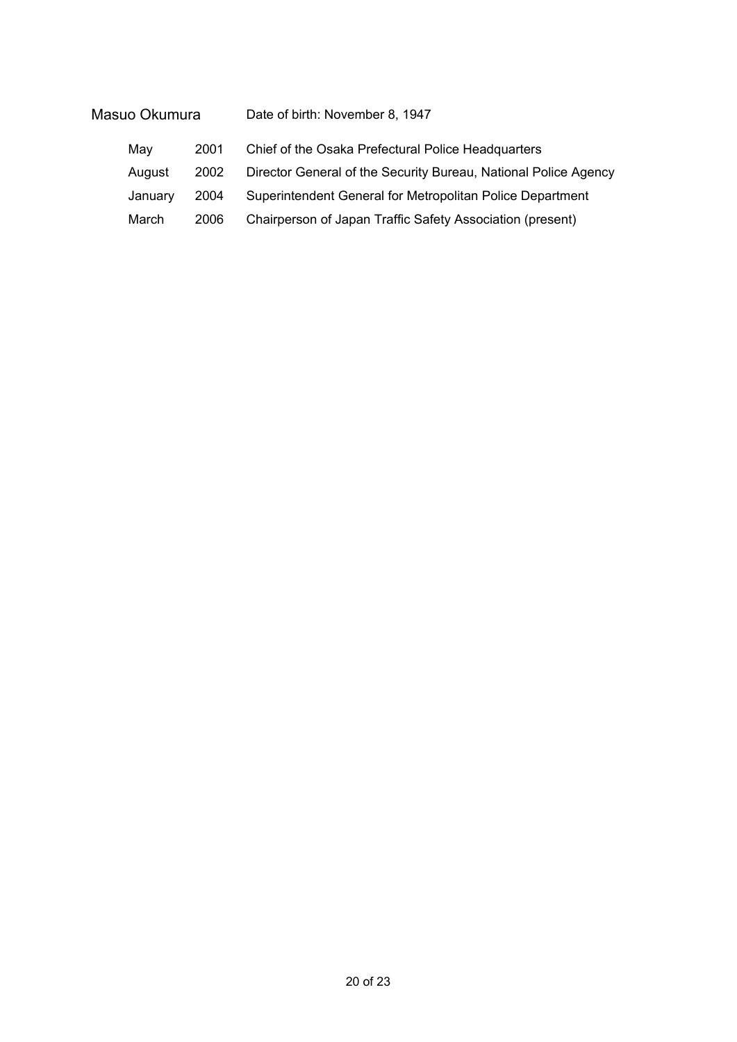Masuo Okumura    Date of birth: November 8, 1947

| | | |
|---|---|---|
| May | 2001 | Chief of the Osaka Prefectural Police Headquarters |
| August | 2002 | Director General of the Security Bureau, National Police Agency |
| January | 2004 | Superintendent General for Metropolitan Police Department |
| March | 2006 | Chairperson of Japan Traffic Safety Association (present) |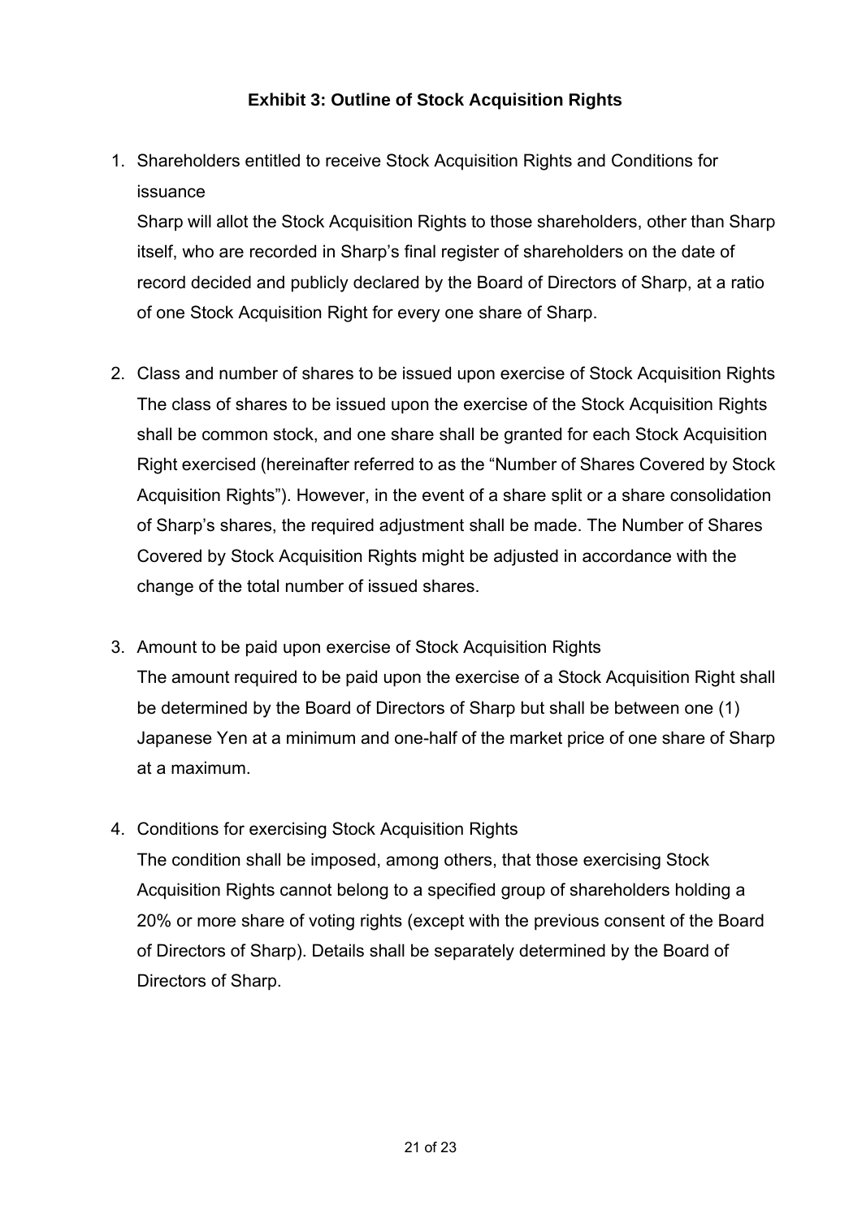### Exhibit 3: Outline of Stock Acquisition Rights

1. Shareholders entitled to receive Stock Acquisition Rights and Conditions for issuance

   Sharp will allot the Stock Acquisition Rights to those shareholders, other than Sharp itself, who are recorded in Sharp's final register of shareholders on the date of record decided and publicly declared by the Board of Directors of Sharp, at a ratio of one Stock Acquisition Right for every one share of Sharp.

2. Class and number of shares to be issued upon exercise of Stock Acquisition Rights

   The class of shares to be issued upon the exercise of the Stock Acquisition Rights shall be common stock, and one share shall be granted for each Stock Acquisition Right exercised (hereinafter referred to as the "Number of Shares Covered by Stock Acquisition Rights"). However, in the event of a share split or a share consolidation of Sharp's shares, the required adjustment shall be made. The Number of Shares Covered by Stock Acquisition Rights might be adjusted in accordance with the change of the total number of issued shares.

3. Amount to be paid upon exercise of Stock Acquisition Rights

   The amount required to be paid upon the exercise of a Stock Acquisition Right shall be determined by the Board of Directors of Sharp but shall be between one (1) Japanese Yen at a minimum and one-half of the market price of one share of Sharp at a maximum.

4. Conditions for exercising Stock Acquisition Rights

   The condition shall be imposed, among others, that those exercising Stock Acquisition Rights cannot belong to a specified group of shareholders holding a 20% or more share of voting rights (except with the previous consent of the Board of Directors of Sharp). Details shall be separately determined by the Board of Directors of Sharp.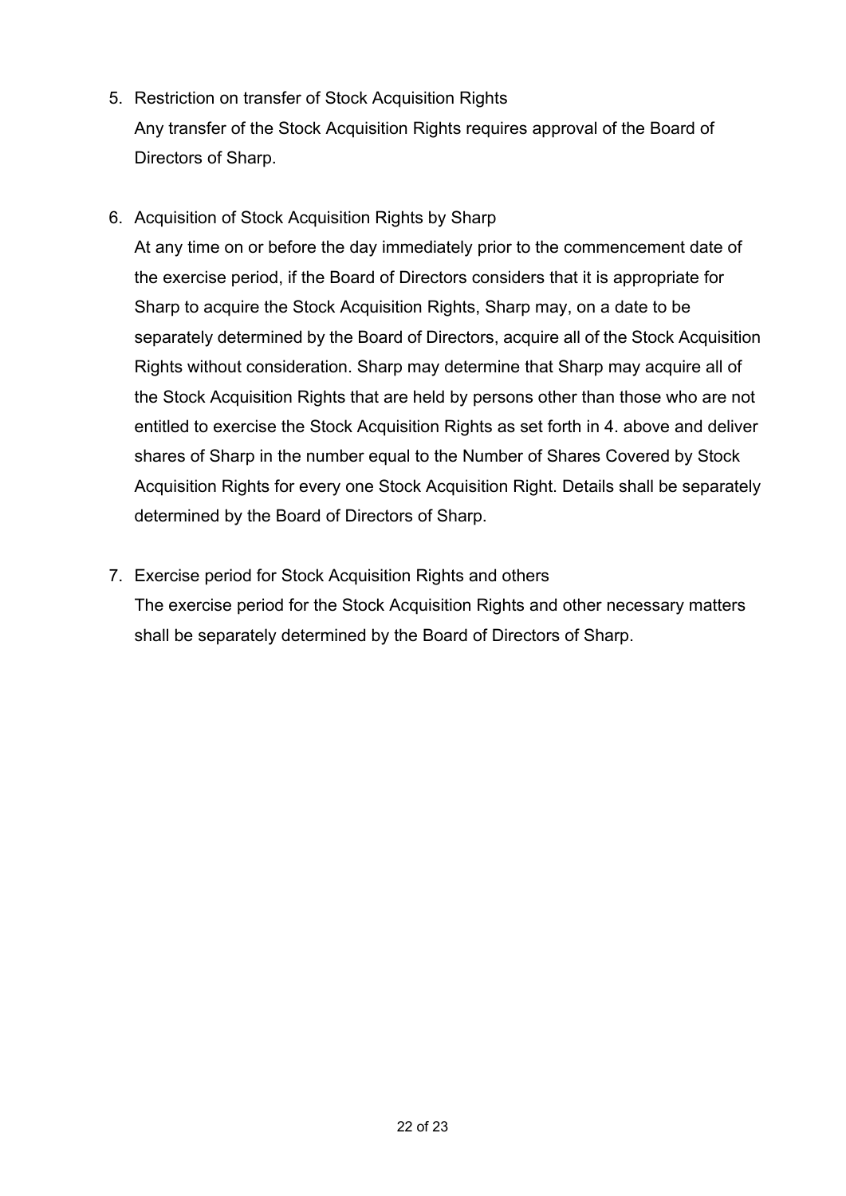5. Restriction on transfer of Stock Acquisition Rights

   Any transfer of the Stock Acquisition Rights requires approval of the Board of Directors of Sharp.

6. Acquisition of Stock Acquisition Rights by Sharp

   At any time on or before the day immediately prior to the commencement date of the exercise period, if the Board of Directors considers that it is appropriate for Sharp to acquire the Stock Acquisition Rights, Sharp may, on a date to be separately determined by the Board of Directors, acquire all of the Stock Acquisition Rights without consideration. Sharp may determine that Sharp may acquire all of the Stock Acquisition Rights that are held by persons other than those who are not entitled to exercise the Stock Acquisition Rights as set forth in 4. above and deliver shares of Sharp in the number equal to the Number of Shares Covered by Stock Acquisition Rights for every one Stock Acquisition Right. Details shall be separately determined by the Board of Directors of Sharp.

7. Exercise period for Stock Acquisition Rights and others

   The exercise period for the Stock Acquisition Rights and other necessary matters shall be separately determined by the Board of Directors of Sharp.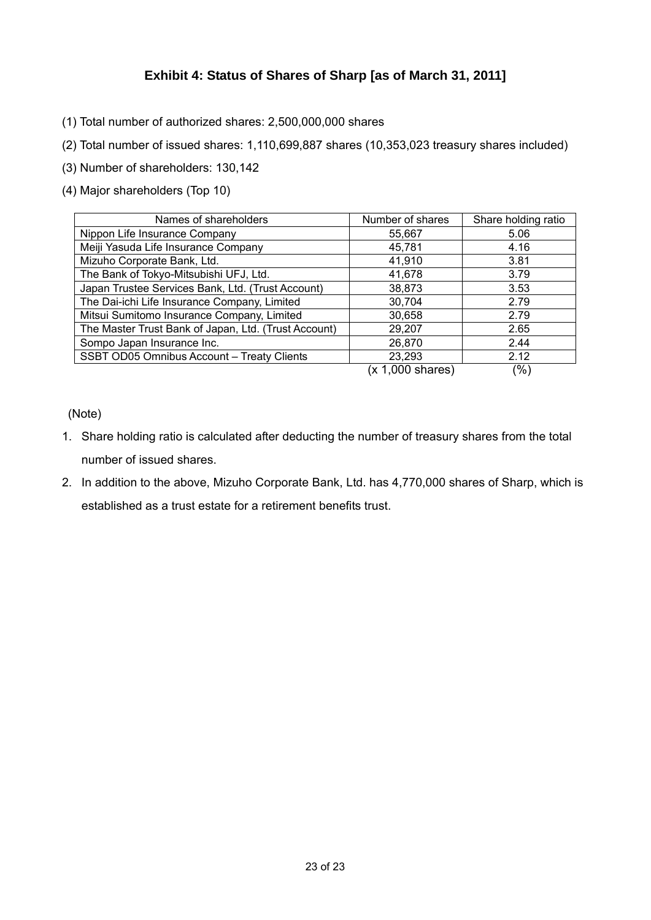## Exhibit 4: Status of Shares of Sharp [as of March 31, 2011]

(1) Total number of authorized shares: 2,500,000,000 shares

(2) Total number of issued shares: 1,110,699,887 shares (10,353,023 treasury shares included)

(3) Number of shareholders: 130,142

(4) Major shareholders (Top 10)

| Names of shareholders | Number of shares | Share holding ratio |
|---|---|---|
| Nippon Life Insurance Company | 55,667 | 5.06 |
| Meiji Yasuda Life Insurance Company | 45,781 | 4.16 |
| Mizuho Corporate Bank, Ltd. | 41,910 | 3.81 |
| The Bank of Tokyo-Mitsubishi UFJ, Ltd. | 41,678 | 3.79 |
| Japan Trustee Services Bank, Ltd. (Trust Account) | 38,873 | 3.53 |
| The Dai-ichi Life Insurance Company, Limited | 30,704 | 2.79 |
| Mitsui Sumitomo Insurance Company, Limited | 30,658 | 2.79 |
| The Master Trust Bank of Japan, Ltd. (Trust Account) | 29,207 | 2.65 |
| Sompo Japan Insurance Inc. | 26,870 | 2.44 |
| SSBT OD05 Omnibus Account – Treaty Clients | 23,293 | 2.12 |
| | (x 1,000 shares) | (%) |

(Note)

1. Share holding ratio is calculated after deducting the number of treasury shares from the total number of issued shares.
2. In addition to the above, Mizuho Corporate Bank, Ltd. has 4,770,000 shares of Sharp, which is established as a trust estate for a retirement benefits trust.